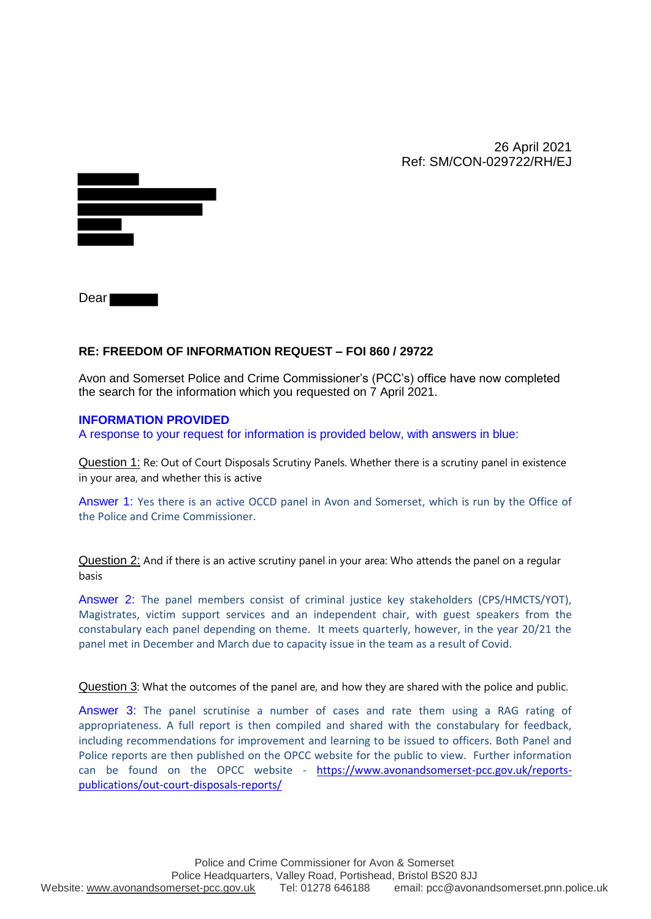26 April 2021
Ref: SM/CON-029722/RH/EJ

Dear

**RE: FREEDOM OF INFORMATION REQUEST – FOI 860 / 29722**

Avon and Somerset Police and Crime Commissioner's (PCC's) office have now completed the search for the information which you requested on 7 April 2021.

**INFORMATION PROVIDED**

A response to your request for information is provided below, with answers in blue:

Question 1: Re: Out of Court Disposals Scrutiny Panels. Whether there is a scrutiny panel in existence in your area, and whether this is active

Answer 1: Yes there is an active OCCD panel in Avon and Somerset, which is run by the Office of the Police and Crime Commissioner.

Question 2: And if there is an active scrutiny panel in your area: Who attends the panel on a regular basis

Answer 2: The panel members consist of criminal justice key stakeholders (CPS/HMCTS/YOT), Magistrates, victim support services and an independent chair, with guest speakers from the constabulary each panel depending on theme. It meets quarterly, however, in the year 20/21 the panel met in December and March due to capacity issue in the team as a result of Covid.

Question 3: What the outcomes of the panel are, and how they are shared with the police and public.

Answer 3: The panel scrutinise a number of cases and rate them using a RAG rating of appropriateness. A full report is then compiled and shared with the constabulary for feedback, including recommendations for improvement and learning to be issued to officers. Both Panel and Police reports are then published on the OPCC website for the public to view. Further information can be found on the OPCC website - https://www.avonandsomerset-pcc.gov.uk/reports-publications/out-court-disposals-reports/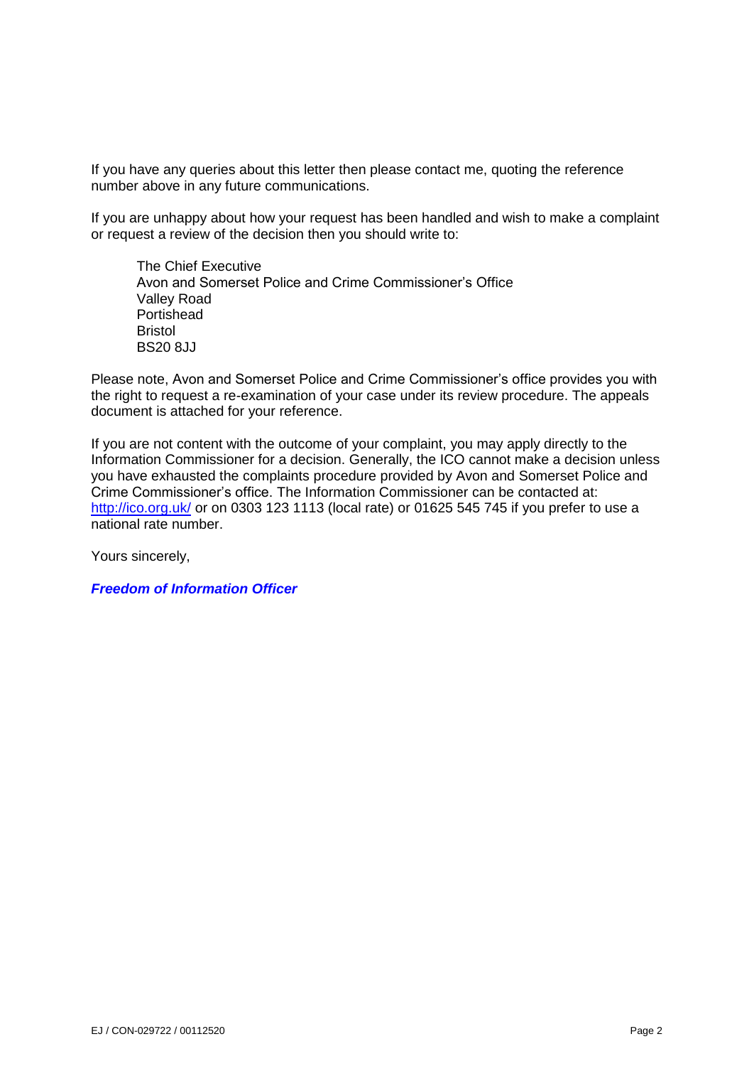If you have any queries about this letter then please contact me, quoting the reference number above in any future communications.

If you are unhappy about how your request has been handled and wish to make a complaint or request a review of the decision then you should write to:

The Chief Executive
Avon and Somerset Police and Crime Commissioner's Office
Valley Road
Portishead
Bristol
BS20 8JJ

Please note, Avon and Somerset Police and Crime Commissioner's office provides you with the right to request a re-examination of your case under its review procedure. The appeals document is attached for your reference.

If you are not content with the outcome of your complaint, you may apply directly to the Information Commissioner for a decision. Generally, the ICO cannot make a decision unless you have exhausted the complaints procedure provided by Avon and Somerset Police and Crime Commissioner's office. The Information Commissioner can be contacted at: http://ico.org.uk/ or on 0303 123 1113 (local rate) or 01625 545 745 if you prefer to use a national rate number.

Yours sincerely,

***Freedom of Information Officer***

EJ / CON-029722 / 00112520